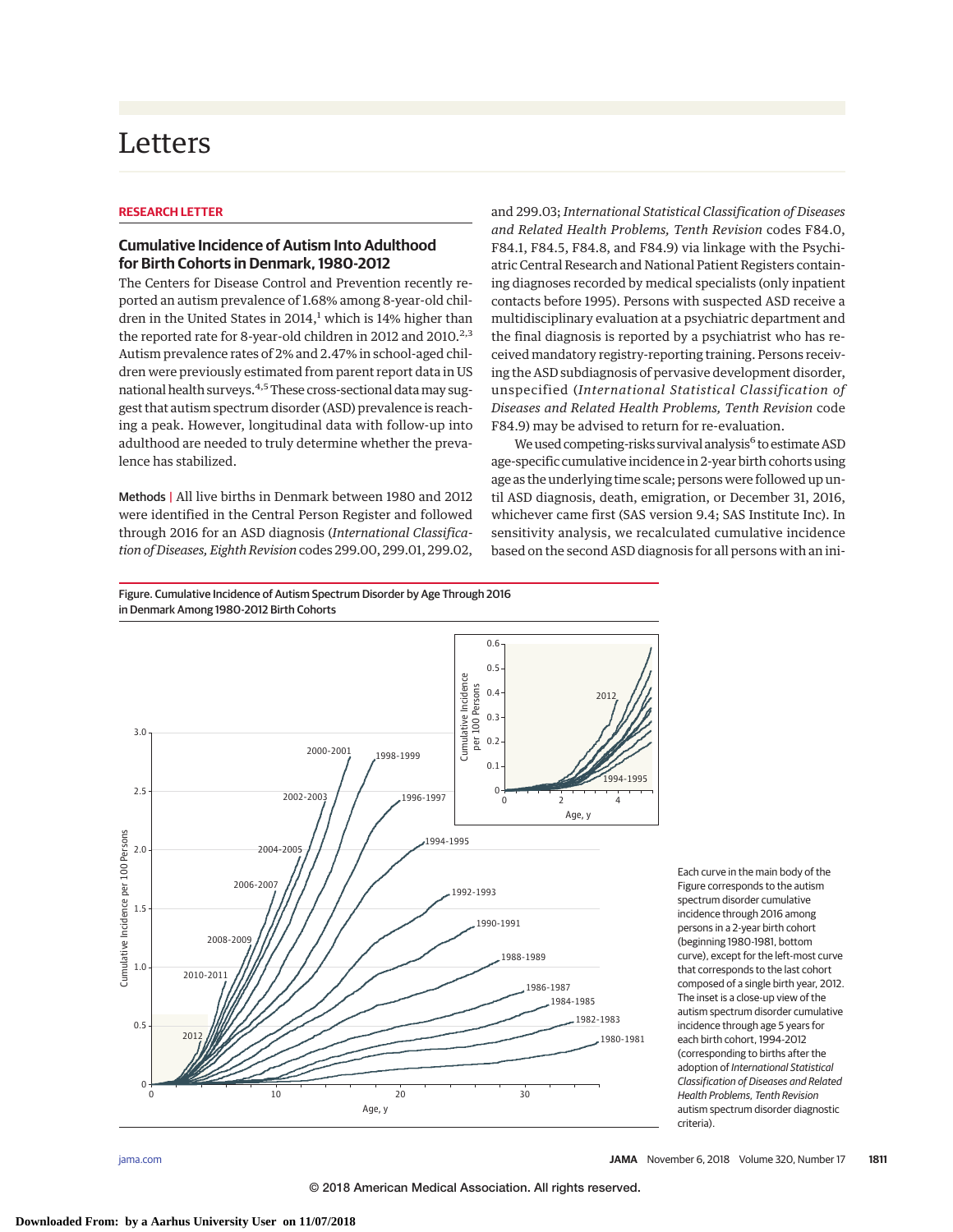# Letters

**RESEARCH LETTER**

## Cumulative Incidence of Autism Into Adulthood for Birth Cohorts in Denmark, 1980-2012

The Centers for Disease Control and Prevention recently reported an autism prevalence of 1.68% among 8-year-old children in the United States in 2014,[1] which is 14% higher than the reported rate for 8-year-old children in 2012 and 2010.[2,3] Autism prevalence rates of 2% and 2.47% in school-aged children were previously estimated from parent report data in US national health surveys.[4,5] These cross-sectional data may suggest that autism spectrum disorder (ASD) prevalence is reaching a peak. However, longitudinal data with follow-up into adulthood are needed to truly determine whether the prevalence has stabilized.

**Methods |** All live births in Denmark between 1980 and 2012 were identified in the Central Person Register and followed through 2016 for an ASD diagnosis (*International Classification of Diseases, Eighth Revision* codes 299.00, 299.01, 299.02, and 299.03; *International Statistical Classification of Diseases and Related Health Problems, Tenth Revision* codes F84.0, F84.1, F84.5, F84.8, and F84.9) via linkage with the Psychiatric Central Research and National Patient Registers containing diagnoses recorded by medical specialists (only inpatient contacts before 1995). Persons with suspected ASD receive a multidisciplinary evaluation at a psychiatric department and the final diagnosis is reported by a psychiatrist who has received mandatory registry-reporting training. Persons receiving the ASD subdiagnosis of pervasive development disorder, unspecified (*International Statistical Classification of Diseases and Related Health Problems, Tenth Revision* code F84.9) may be advised to return for re-evaluation.

We used competing-risks survival analysis[6] to estimate ASD age-specific cumulative incidence in 2-year birth cohorts using age as the underlying time scale; persons were followed up until ASD diagnosis, death, emigration, or December 31, 2016, whichever came first (SAS version 9.4; SAS Institute Inc). In sensitivity analysis, we recalculated cumulative incidence based on the second ASD diagnosis for all persons with an ini-

Figure. Cumulative Incidence of Autism Spectrum Disorder by Age Through 2016 in Denmark Among 1980-2012 Birth Cohorts

Each curve in the main body of the Figure corresponds to the autism spectrum disorder cumulative incidence through 2016 among persons in a 2-year birth cohort (beginning 1980-1981, bottom curve), except for the left-most curve that corresponds to the last cohort composed of a single birth year, 2012. The inset is a close-up view of the autism spectrum disorder cumulative incidence through age 5 years for each birth cohort, 1994-2012 (corresponding to births after the adoption of *International Statistical Classification of Diseases and Related Health Problems, Tenth Revision* autism spectrum disorder diagnostic criteria).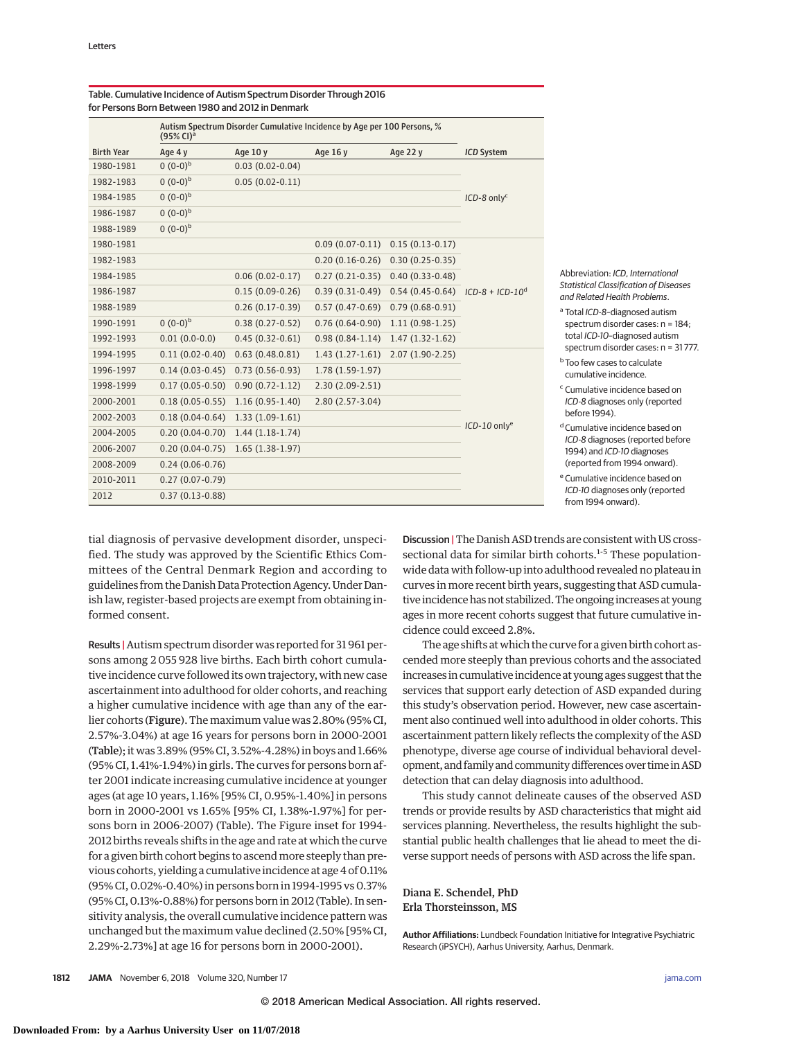Table. Cumulative Incidence of Autism Spectrum Disorder Through 2016 for Persons Born Between 1980 and 2012 in Denmark

| | Autism Spectrum Disorder Cumulative Incidence by Age per 100 Persons, % (95% CI)[a] | | | | |
|---|---|---|---|---|---|
| Birth Year | Age 4 y | Age 10 y | Age 16 y | Age 22 y | *ICD* System |
| 1980-1981 | 0 (0-0)[b] | 0.03 (0.02-0.04) | | | *ICD-8* only[c] |
| 1982-1983 | 0 (0-0)[b] | 0.05 (0.02-0.11) | | | |
| 1984-1985 | 0 (0-0)[b] | | | | |
| 1986-1987 | 0 (0-0)[b] | | | | |
| 1988-1989 | 0 (0-0)[b] | | | | |
| 1980-1981 | | | 0.09 (0.07-0.11) | 0.15 (0.13-0.17) | *ICD-8* + *ICD-10*[d] |
| 1982-1983 | | | 0.20 (0.16-0.26) | 0.30 (0.25-0.35) | |
| 1984-1985 | | 0.06 (0.02-0.17) | 0.27 (0.21-0.35) | 0.40 (0.33-0.48) | |
| 1986-1987 | | 0.15 (0.09-0.26) | 0.39 (0.31-0.49) | 0.54 (0.45-0.64) | |
| 1988-1989 | | 0.26 (0.17-0.39) | 0.57 (0.47-0.69) | 0.79 (0.68-0.91) | |
| 1990-1991 | 0 (0-0)[b] | 0.38 (0.27-0.52) | 0.76 (0.64-0.90) | 1.11 (0.98-1.25) | |
| 1992-1993 | 0.01 (0.0-0.0) | 0.45 (0.32-0.61) | 0.98 (0.84-1.14) | 1.47 (1.32-1.62) | |
| 1994-1995 | 0.11 (0.02-0.40) | 0.63 (0.48.0.81) | 1.43 (1.27-1.61) | 2.07 (1.90-2.25) | *ICD-10* only[e] |
| 1996-1997 | 0.14 (0.03-0.45) | 0.73 (0.56-0.93) | 1.78 (1.59-1.97) | | |
| 1998-1999 | 0.17 (0.05-0.50) | 0.90 (0.72-1.12) | 2.30 (2.09-2.51) | | |
| 2000-2001 | 0.18 (0.05-0.55) | 1.16 (0.95-1.40) | 2.80 (2.57-3.04) | | |
| 2002-2003 | 0.18 (0.04-0.64) | 1.33 (1.09-1.61) | | | |
| 2004-2005 | 0.20 (0.04-0.70) | 1.44 (1.18-1.74) | | | |
| 2006-2007 | 0.20 (0.04-0.75) | 1.65 (1.38-1.97) | | | |
| 2008-2009 | 0.24 (0.06-0.76) | | | | |
| 2010-2011 | 0.27 (0.07-0.79) | | | | |
| 2012 | 0.37 (0.13-0.88) | | | | |

Abbreviation: *ICD*, *International Statistical Classification of Diseases and Related Health Problems*.

[a] Total *ICD-8*–diagnosed autism spectrum disorder cases: n = 184; total *ICD-10*–diagnosed autism spectrum disorder cases: n = 31 777.

[b] Too few cases to calculate cumulative incidence.

[c] Cumulative incidence based on *ICD-8* diagnoses only (reported before 1994).

[d] Cumulative incidence based on *ICD-8* diagnoses (reported before 1994) and *ICD-10* diagnoses (reported from 1994 onward).

[e] Cumulative incidence based on *ICD-10* diagnoses only (reported from 1994 onward).

tial diagnosis of pervasive development disorder, unspecified. The study was approved by the Scientific Ethics Committees of the Central Denmark Region and according to guidelines from the Danish Data Protection Agency. Under Danish law, register-based projects are exempt from obtaining informed consent.

**Results |** Autism spectrum disorder was reported for 31 961 persons among 2 055 928 live births. Each birth cohort cumulative incidence curve followed its own trajectory, with new case ascertainment into adulthood for older cohorts, and reaching a higher cumulative incidence with age than any of the earlier cohorts (Figure). The maximum value was 2.80% (95% CI, 2.57%-3.04%) at age 16 years for persons born in 2000-2001 (Table); it was 3.89% (95% CI, 3.52%-4.28%) in boys and 1.66% (95% CI, 1.41%-1.94%) in girls. The curves for persons born after 2001 indicate increasing cumulative incidence at younger ages (at age 10 years, 1.16% [95% CI, 0.95%-1.40%] in persons born in 2000-2001 vs 1.65% [95% CI, 1.38%-1.97%] for persons born in 2006-2007) (Table). The Figure inset for 1994-2012 births reveals shifts in the age and rate at which the curve for a given birth cohort begins to ascend more steeply than previous cohorts, yielding a cumulative incidence at age 4 of 0.11% (95% CI, 0.02%-0.40%) in persons born in 1994-1995 vs 0.37% (95% CI, 0.13%-0.88%) for persons born in 2012 (Table). In sensitivity analysis, the overall cumulative incidence pattern was unchanged but the maximum value declined (2.50% [95% CI, 2.29%-2.73%] at age 16 for persons born in 2000-2001).

**Discussion |** The Danish ASD trends are consistent with US cross-sectional data for similar birth cohorts.[1-5] These population-wide data with follow-up into adulthood revealed no plateau in curves in more recent birth years, suggesting that ASD cumulative incidence has not stabilized. The ongoing increases at young ages in more recent cohorts suggest that future cumulative incidence could exceed 2.8%.

The age shifts at which the curve for a given birth cohort ascended more steeply than previous cohorts and the associated increases in cumulative incidence at young ages suggest that the services that support early detection of ASD expanded during this study's observation period. However, new case ascertainment also continued well into adulthood in older cohorts. This ascertainment pattern likely reflects the complexity of the ASD phenotype, diverse age course of individual behavioral development, and family and community differences over time in ASD detection that can delay diagnosis into adulthood.

This study cannot delineate causes of the observed ASD trends or provide results by ASD characteristics that might aid services planning. Nevertheless, the results highlight the substantial public health challenges that lie ahead to meet the diverse support needs of persons with ASD across the life span.

Diana E. Schendel, PhD
Erla Thorsteinsson, MS

**Author Affiliations:** Lundbeck Foundation Initiative for Integrative Psychiatric Research (iPSYCH), Aarhus University, Aarhus, Denmark.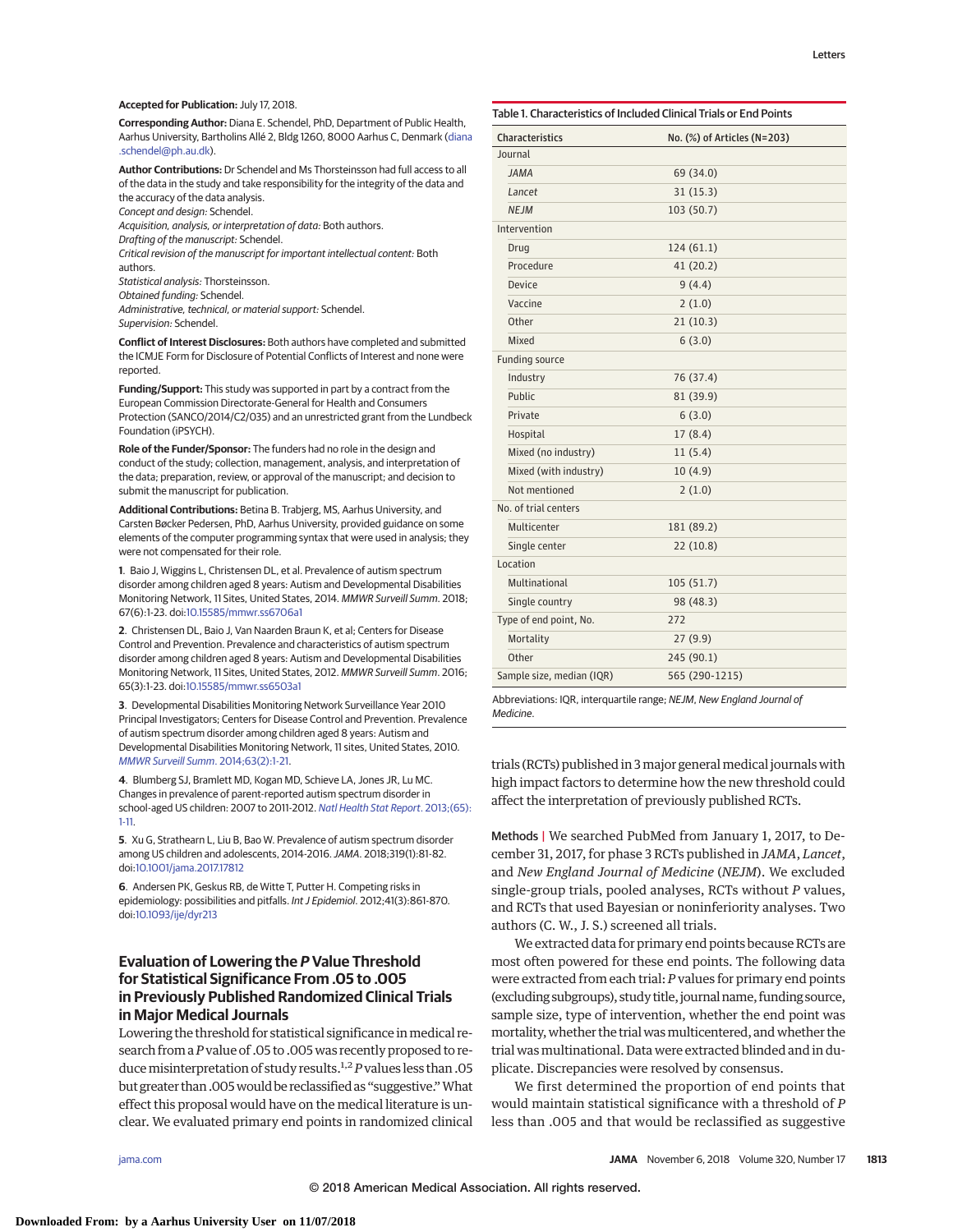**Accepted for Publication:** July 17, 2018.

**Corresponding Author:** Diana E. Schendel, PhD, Department of Public Health, Aarhus University, Bartholins Allé 2, Bldg 1260, 8000 Aarhus C, Denmark (diana.schendel@ph.au.dk).

**Author Contributions:** Dr Schendel and Ms Thorsteinsson had full access to all of the data in the study and take responsibility for the integrity of the data and the accuracy of the data analysis.
*Concept and design:* Schendel.
*Acquisition, analysis, or interpretation of data:* Both authors.
*Drafting of the manuscript:* Schendel.
*Critical revision of the manuscript for important intellectual content:* Both authors.
*Statistical analysis:* Thorsteinsson.
*Obtained funding:* Schendel.
*Administrative, technical, or material support:* Schendel.
*Supervision:* Schendel.

**Conflict of Interest Disclosures:** Both authors have completed and submitted the ICMJE Form for Disclosure of Potential Conflicts of Interest and none were reported.

**Funding/Support:** This study was supported in part by a contract from the European Commission Directorate-General for Health and Consumers Protection (SANCO/2014/C2/035) and an unrestricted grant from the Lundbeck Foundation (iPSYCH).

**Role of the Funder/Sponsor:** The funders had no role in the design and conduct of the study; collection, management, analysis, and interpretation of the data; preparation, review, or approval of the manuscript; and decision to submit the manuscript for publication.

**Additional Contributions:** Betina B. Trabjerg, MS, Aarhus University, and Carsten Bøcker Pedersen, PhD, Aarhus University, provided guidance on some elements of the computer programming syntax that were used in analysis; they were not compensated for their role.

1. Baio J, Wiggins L, Christensen DL, et al. Prevalence of autism spectrum disorder among children aged 8 years: Autism and Developmental Disabilities Monitoring Network, 11 Sites, United States, 2014. *MMWR Surveill Summ*. 2018; 67(6):1-23. doi:10.15585/mmwr.ss6706a1

2. Christensen DL, Baio J, Van Naarden Braun K, et al; Centers for Disease Control and Prevention. Prevalence and characteristics of autism spectrum disorder among children aged 8 years: Autism and Developmental Disabilities Monitoring Network, 11 Sites, United States, 2012. *MMWR Surveill Summ*. 2016; 65(3):1-23. doi:10.15585/mmwr.ss6503a1

3. Developmental Disabilities Monitoring Network Surveillance Year 2010 Principal Investigators; Centers for Disease Control and Prevention. Prevalence of autism spectrum disorder among children aged 8 years: Autism and Developmental Disabilities Monitoring Network, 11 sites, United States, 2010. *MMWR Surveill Summ*. 2014;63(2):1-21.

4. Blumberg SJ, Bramlett MD, Kogan MD, Schieve LA, Jones JR, Lu MC. Changes in prevalence of parent-reported autism spectrum disorder in school-aged US children: 2007 to 2011-2012. *Natl Health Stat Report*. 2013;(65): 1-11.

5. Xu G, Strathearn L, Liu B, Bao W. Prevalence of autism spectrum disorder among US children and adolescents, 2014-2016. *JAMA*. 2018;319(1):81-82. doi:10.1001/jama.2017.17812

6. Andersen PK, Geskus RB, de Witte T, Putter H. Competing risks in epidemiology: possibilities and pitfalls. *Int J Epidemiol*. 2012;41(3):861-870. doi:10.1093/ije/dyr213

## Evaluation of Lowering the *P* Value Threshold for Statistical Significance From .05 to .005 in Previously Published Randomized Clinical Trials in Major Medical Journals

Lowering the threshold for statistical significance in medical research from a *P* value of .05 to .005 was recently proposed to reduce misinterpretation of study results.[1,2] *P* values less than .05 but greater than .005 would be reclassified as "suggestive." What effect this proposal would have on the medical literature is unclear. We evaluated primary end points in randomized clinical trials (RCTs) published in 3 major general medical journals with high impact factors to determine how the new threshold could affect the interpretation of previously published RCTs.

Table 1. Characteristics of Included Clinical Trials or End Points

| Characteristics | No. (%) of Articles (N=203) |
|---|---|
| Journal | |
| *JAMA* | 69 (34.0) |
| *Lancet* | 31 (15.3) |
| *NEJM* | 103 (50.7) |
| Intervention | |
| Drug | 124 (61.1) |
| Procedure | 41 (20.2) |
| Device | 9 (4.4) |
| Vaccine | 2 (1.0) |
| Other | 21 (10.3) |
| Mixed | 6 (3.0) |
| Funding source | |
| Industry | 76 (37.4) |
| Public | 81 (39.9) |
| Private | 6 (3.0) |
| Hospital | 17 (8.4) |
| Mixed (no industry) | 11 (5.4) |
| Mixed (with industry) | 10 (4.9) |
| Not mentioned | 2 (1.0) |
| No. of trial centers | |
| Multicenter | 181 (89.2) |
| Single center | 22 (10.8) |
| Location | |
| Multinational | 105 (51.7) |
| Single country | 98 (48.3) |
| Type of end point, No. | 272 |
| Mortality | 27 (9.9) |
| Other | 245 (90.1) |
| Sample size, median (IQR) | 565 (290-1215) |

Abbreviations: IQR, interquartile range; *NEJM*, *New England Journal of Medicine*.

**Methods |** We searched PubMed from January 1, 2017, to December 31, 2017, for phase 3 RCTs published in *JAMA*, *Lancet*, and *New England Journal of Medicine* (*NEJM*). We excluded single-group trials, pooled analyses, RCTs without *P* values, and RCTs that used Bayesian or noninferiority analyses. Two authors (C. W., J. S.) screened all trials.

We extracted data for primary end points because RCTs are most often powered for these end points. The following data were extracted from each trial: *P* values for primary end points (excluding subgroups), study title, journal name, funding source, sample size, type of intervention, whether the end point was mortality, whether the trial was multicentered, and whether the trial was multinational. Data were extracted blinded and in duplicate. Discrepancies were resolved by consensus.

We first determined the proportion of end points that would maintain statistical significance with a threshold of *P* less than .005 and that would be reclassified as suggestive